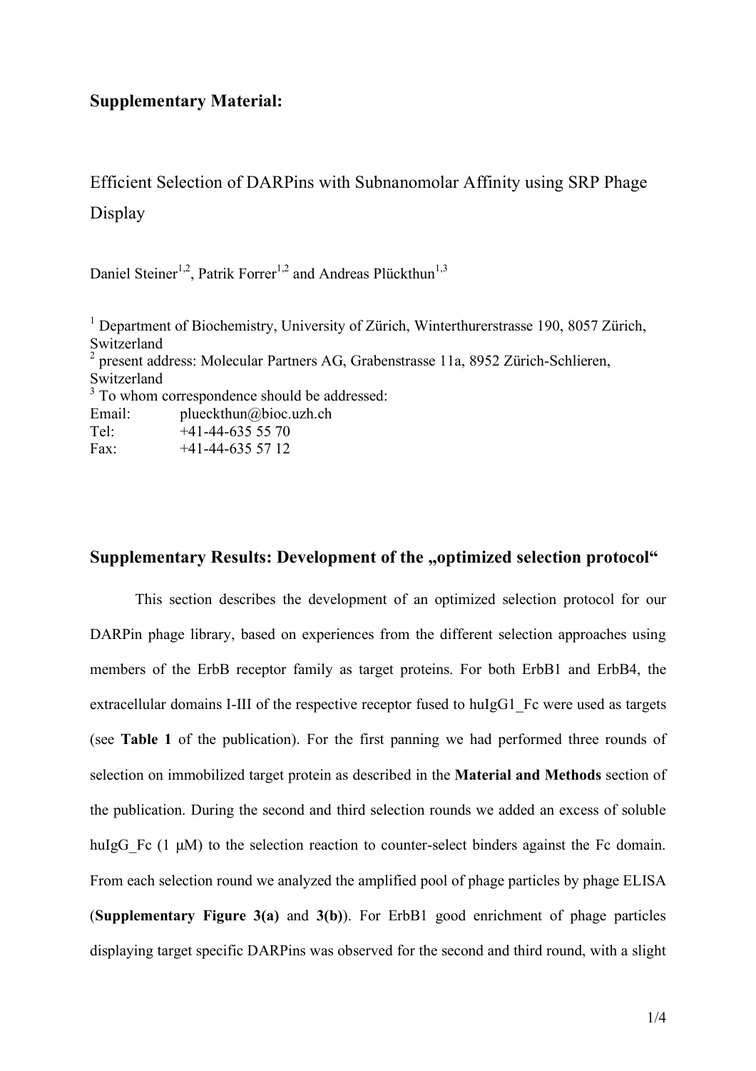## Supplementary Material:

Efficient Selection of DARPins with Subnanomolar Affinity using SRP Phage Display

Daniel Steiner[1,2], Patrik Forrer[1,2] and Andreas Plückthun[1,3]

[1] Department of Biochemistry, University of Zürich, Winterthurerstrasse 190, 8057 Zürich, Switzerland
[2] present address: Molecular Partners AG, Grabenstrasse 11a, 8952 Zürich-Schlieren, Switzerland
[3] To whom correspondence should be addressed:
Email: plueckthun@bioc.uzh.ch
Tel: +41-44-635 55 70
Fax: +41-44-635 57 12

## Supplementary Results: Development of the „optimized selection protocol“

This section describes the development of an optimized selection protocol for our DARPin phage library, based on experiences from the different selection approaches using members of the ErbB receptor family as target proteins. For both ErbB1 and ErbB4, the extracellular domains I-III of the respective receptor fused to huIgG1_Fc were used as targets (see **Table 1** of the publication). For the first panning we had performed three rounds of selection on immobilized target protein as described in the **Material and Methods** section of the publication. During the second and third selection rounds we added an excess of soluble huIgG_Fc (1 μM) to the selection reaction to counter-select binders against the Fc domain. From each selection round we analyzed the amplified pool of phage particles by phage ELISA (**Supplementary Figure 3(a)** and **3(b)**). For ErbB1 good enrichment of phage particles displaying target specific DARPins was observed for the second and third round, with a slight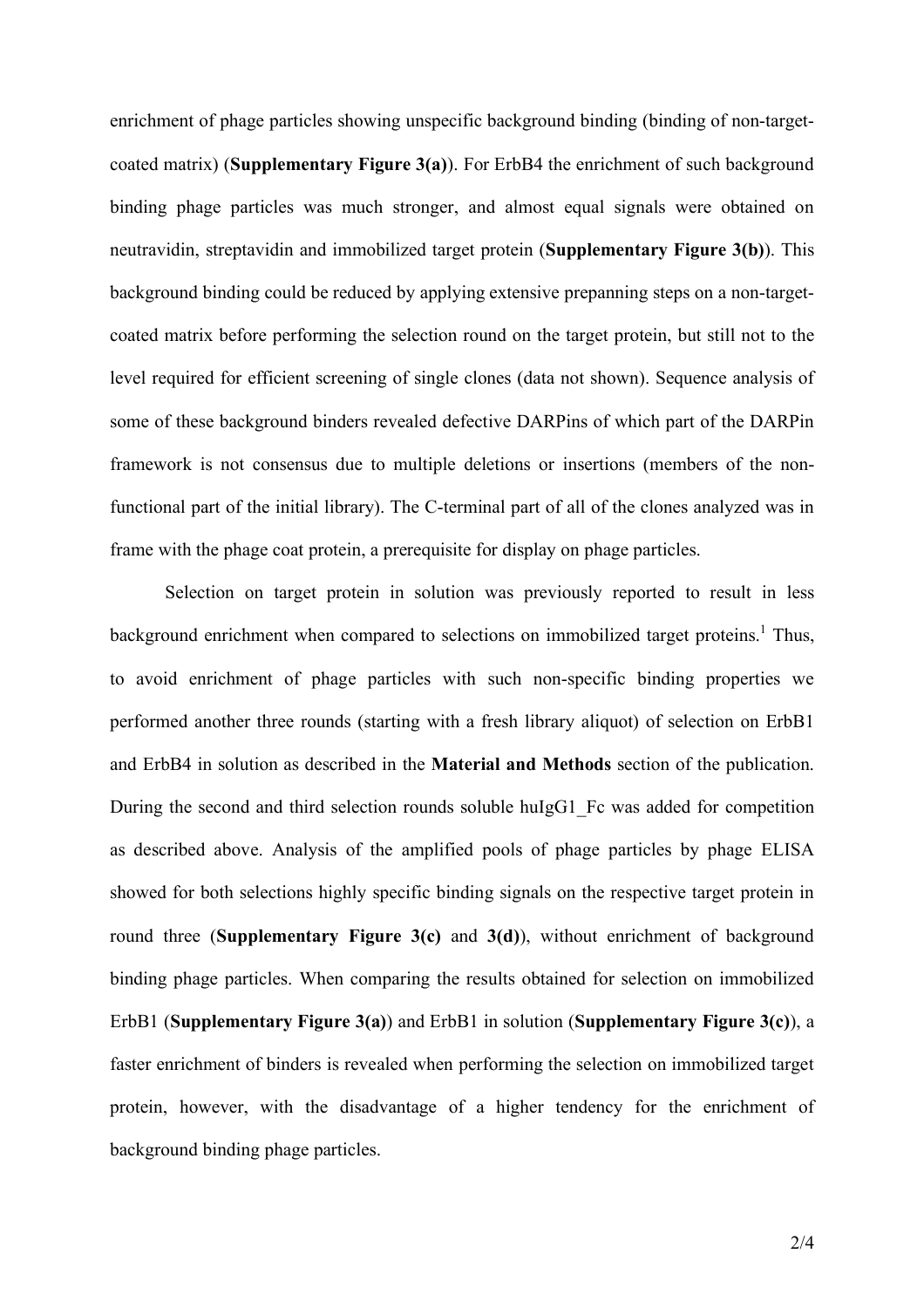enrichment of phage particles showing unspecific background binding (binding of non-target-coated matrix) (**Supplementary Figure 3(a)**). For ErbB4 the enrichment of such background binding phage particles was much stronger, and almost equal signals were obtained on neutravidin, streptavidin and immobilized target protein (**Supplementary Figure 3(b)**). This background binding could be reduced by applying extensive prepanning steps on a non-target-coated matrix before performing the selection round on the target protein, but still not to the level required for efficient screening of single clones (data not shown). Sequence analysis of some of these background binders revealed defective DARPins of which part of the DARPin framework is not consensus due to multiple deletions or insertions (members of the non-functional part of the initial library). The C-terminal part of all of the clones analyzed was in frame with the phage coat protein, a prerequisite for display on phage particles.

Selection on target protein in solution was previously reported to result in less background enrichment when compared to selections on immobilized target proteins.[1] Thus, to avoid enrichment of phage particles with such non-specific binding properties we performed another three rounds (starting with a fresh library aliquot) of selection on ErbB1 and ErbB4 in solution as described in the **Material and Methods** section of the publication. During the second and third selection rounds soluble huIgG1_Fc was added for competition as described above. Analysis of the amplified pools of phage particles by phage ELISA showed for both selections highly specific binding signals on the respective target protein in round three (**Supplementary Figure 3(c)** and **3(d)**), without enrichment of background binding phage particles. When comparing the results obtained for selection on immobilized ErbB1 (**Supplementary Figure 3(a)**) and ErbB1 in solution (**Supplementary Figure 3(c)**), a faster enrichment of binders is revealed when performing the selection on immobilized target protein, however, with the disadvantage of a higher tendency for the enrichment of background binding phage particles.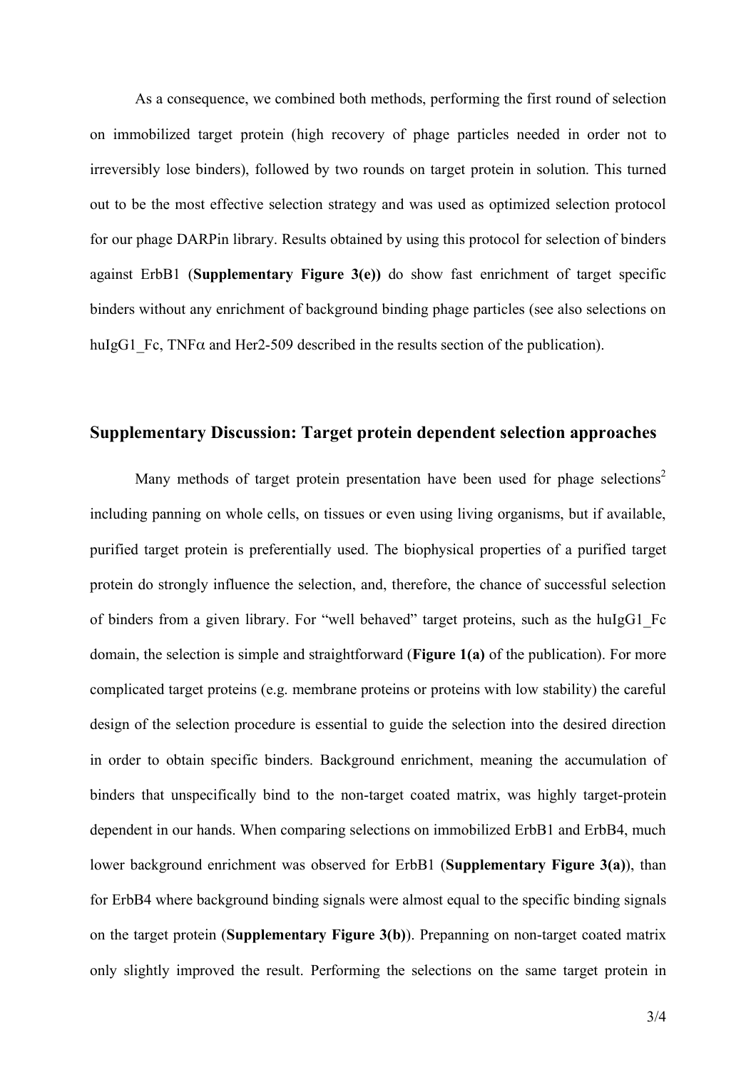As a consequence, we combined both methods, performing the first round of selection on immobilized target protein (high recovery of phage particles needed in order not to irreversibly lose binders), followed by two rounds on target protein in solution. This turned out to be the most effective selection strategy and was used as optimized selection protocol for our phage DARPin library. Results obtained by using this protocol for selection of binders against ErbB1 (**Supplementary Figure 3(e))** do show fast enrichment of target specific binders without any enrichment of background binding phage particles (see also selections on huIgG1_Fc, TNFα and Her2-509 described in the results section of the publication).

## Supplementary Discussion: Target protein dependent selection approaches

Many methods of target protein presentation have been used for phage selections[2] including panning on whole cells, on tissues or even using living organisms, but if available, purified target protein is preferentially used. The biophysical properties of a purified target protein do strongly influence the selection, and, therefore, the chance of successful selection of binders from a given library. For "well behaved" target proteins, such as the huIgG1_Fc domain, the selection is simple and straightforward (**Figure 1(a)** of the publication). For more complicated target proteins (e.g. membrane proteins or proteins with low stability) the careful design of the selection procedure is essential to guide the selection into the desired direction in order to obtain specific binders. Background enrichment, meaning the accumulation of binders that unspecifically bind to the non-target coated matrix, was highly target-protein dependent in our hands. When comparing selections on immobilized ErbB1 and ErbB4, much lower background enrichment was observed for ErbB1 (**Supplementary Figure 3(a)**), than for ErbB4 where background binding signals were almost equal to the specific binding signals on the target protein (**Supplementary Figure 3(b)**). Prepanning on non-target coated matrix only slightly improved the result. Performing the selections on the same target protein in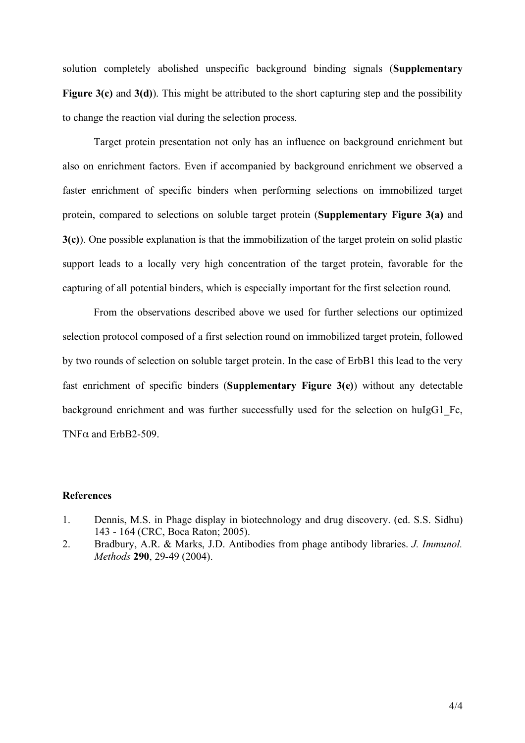solution completely abolished unspecific background binding signals (**Supplementary Figure 3(c)** and **3(d)**). This might be attributed to the short capturing step and the possibility to change the reaction vial during the selection process.

Target protein presentation not only has an influence on background enrichment but also on enrichment factors. Even if accompanied by background enrichment we observed a faster enrichment of specific binders when performing selections on immobilized target protein, compared to selections on soluble target protein (**Supplementary Figure 3(a)** and **3(c)**). One possible explanation is that the immobilization of the target protein on solid plastic support leads to a locally very high concentration of the target protein, favorable for the capturing of all potential binders, which is especially important for the first selection round.

From the observations described above we used for further selections our optimized selection protocol composed of a first selection round on immobilized target protein, followed by two rounds of selection on soluble target protein. In the case of ErbB1 this lead to the very fast enrichment of specific binders (**Supplementary Figure 3(e)**) without any detectable background enrichment and was further successfully used for the selection on huIgG1_Fc, TNF$\alpha$ and ErbB2-509.

## References

1. Dennis, M.S. in Phage display in biotechnology and drug discovery. (ed. S.S. Sidhu) 143 - 164 (CRC, Boca Raton; 2005).
2. Bradbury, A.R. & Marks, J.D. Antibodies from phage antibody libraries. *J. Immunol. Methods* **290**, 29-49 (2004).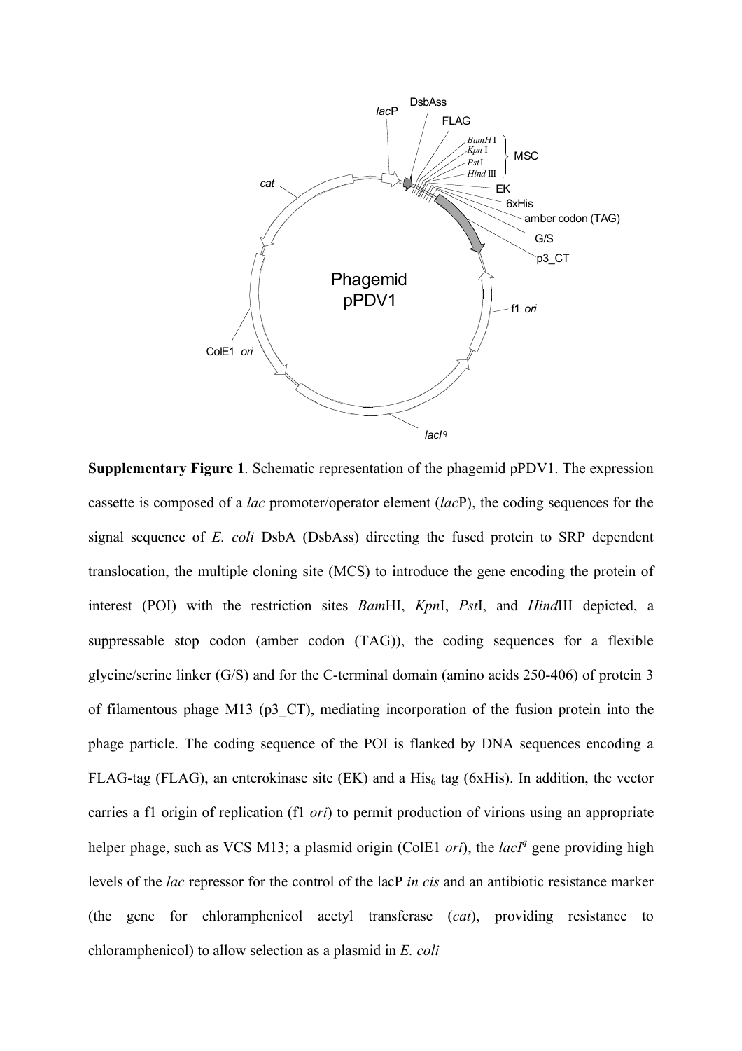**Supplementary Figure 1**. Schematic representation of the phagemid pPDV1. The expression cassette is composed of a *lac* promoter/operator element (*lac*P), the coding sequences for the signal sequence of *E. coli* DsbA (DsbAss) directing the fused protein to SRP dependent translocation, the multiple cloning site (MCS) to introduce the gene encoding the protein of interest (POI) with the restriction sites *Bam*HI, *Kpn*I, *Pst*I, and *Hind*III depicted, a suppressable stop codon (amber codon (TAG)), the coding sequences for a flexible glycine/serine linker (G/S) and for the C-terminal domain (amino acids 250-406) of protein 3 of filamentous phage M13 (p3_CT), mediating incorporation of the fusion protein into the phage particle. The coding sequence of the POI is flanked by DNA sequences encoding a FLAG-tag (FLAG), an enterokinase site (EK) and a $His_6$ tag (6xHis). In addition, the vector carries a f1 origin of replication (f1 *ori*) to permit production of virions using an appropriate helper phage, such as VCS M13; a plasmid origin (ColE1 *ori*), the *lacI*$^{q}$ gene providing high levels of the *lac* repressor for the control of the lacP *in cis* and an antibiotic resistance marker (the gene for chloramphenicol acetyl transferase (*cat*), providing resistance to chloramphenicol) to allow selection as a plasmid in *E. coli*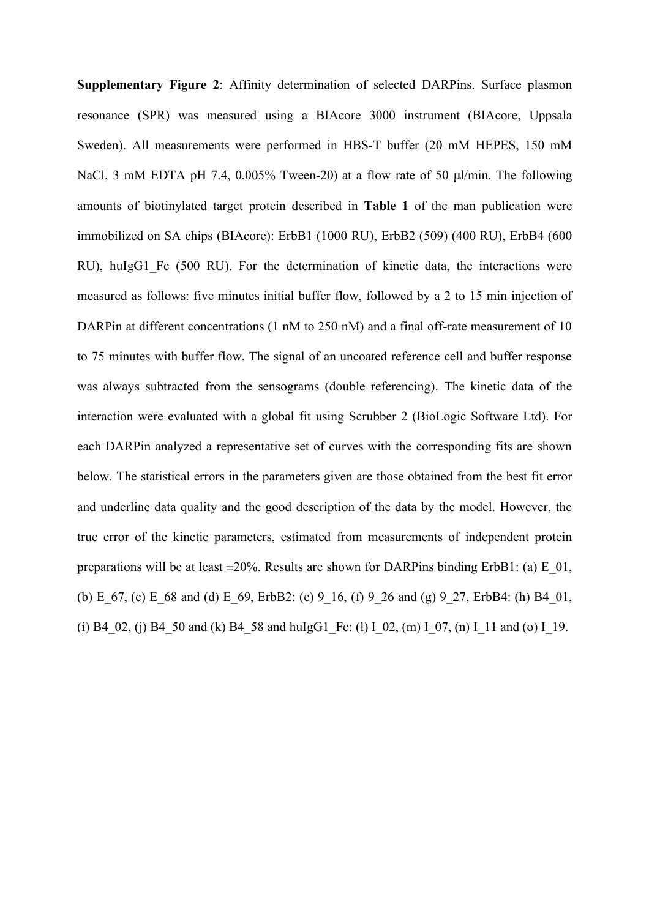**Supplementary Figure 2**: Affinity determination of selected DARPins. Surface plasmon resonance (SPR) was measured using a BIAcore 3000 instrument (BIAcore, Uppsala Sweden). All measurements were performed in HBS-T buffer (20 mM HEPES, 150 mM NaCl, 3 mM EDTA pH 7.4, 0.005% Tween-20) at a flow rate of 50 μl/min. The following amounts of biotinylated target protein described in **Table 1** of the man publication were immobilized on SA chips (BIAcore): ErbB1 (1000 RU), ErbB2 (509) (400 RU), ErbB4 (600 RU), huIgG1_Fc (500 RU). For the determination of kinetic data, the interactions were measured as follows: five minutes initial buffer flow, followed by a 2 to 15 min injection of DARPin at different concentrations (1 nM to 250 nM) and a final off-rate measurement of 10 to 75 minutes with buffer flow. The signal of an uncoated reference cell and buffer response was always subtracted from the sensograms (double referencing). The kinetic data of the interaction were evaluated with a global fit using Scrubber 2 (BioLogic Software Ltd). For each DARPin analyzed a representative set of curves with the corresponding fits are shown below. The statistical errors in the parameters given are those obtained from the best fit error and underline data quality and the good description of the data by the model. However, the true error of the kinetic parameters, estimated from measurements of independent protein preparations will be at least ±20%. Results are shown for DARPins binding ErbB1: (a) E_01, (b) E_67, (c) E_68 and (d) E_69, ErbB2: (e) 9_16, (f) 9_26 and (g) 9_27, ErbB4: (h) B4_01, (i) B4_02, (j) B4_50 and (k) B4_58 and huIgG1_Fc: (l) I_02, (m) I_07, (n) I_11 and (o) I_19.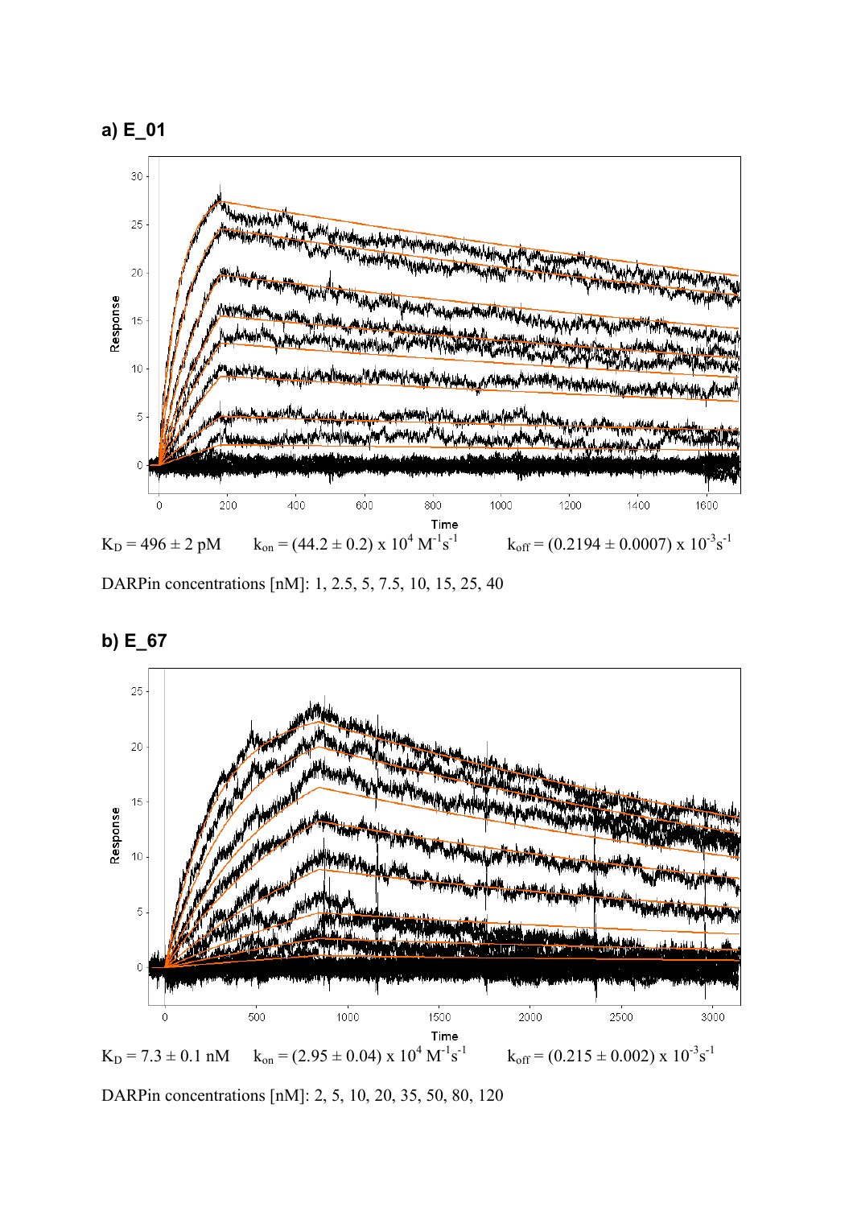**a) E_01**

$K_D = 496 \pm 2$ pM $\quad k_{on} = (44.2 \pm 0.2) \times 10^4\ M^{-1}s^{-1} \quad k_{off} = (0.2194 \pm 0.0007) \times 10^{-3}s^{-1}$

DARPin concentrations [nM]: 1, 2.5, 5, 7.5, 10, 15, 25, 40

**b) E_67**

$K_D = 7.3 \pm 0.1$ nM $\quad k_{on} = (2.95 \pm 0.04) \times 10^4\ M^{-1}s^{-1} \quad k_{off} = (0.215 \pm 0.002) \times 10^{-3}s^{-1}$

DARPin concentrations [nM]: 2, 5, 10, 20, 35, 50, 80, 120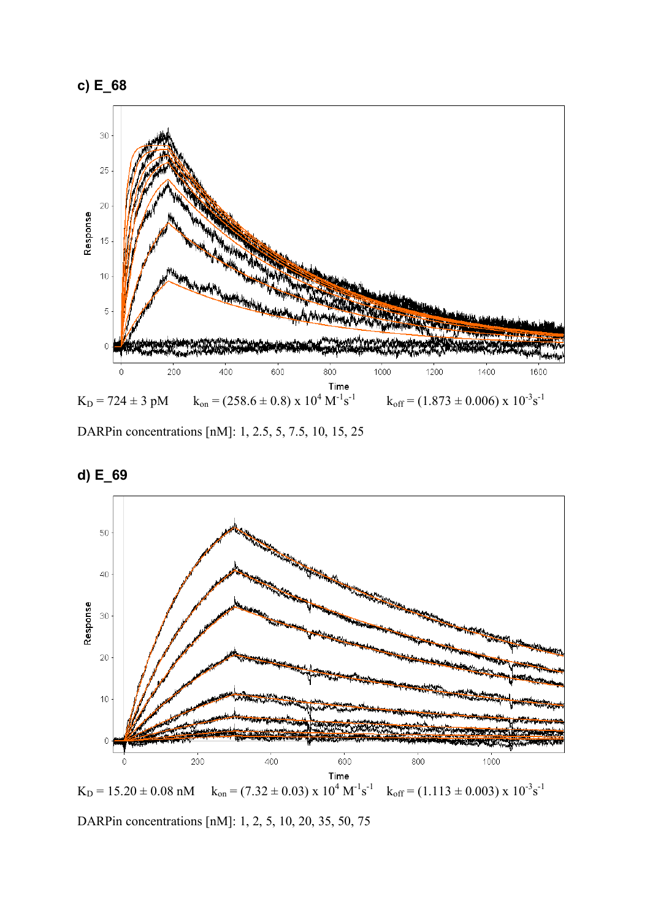**c) E_68**

$K_D = 724 \pm 3$ pM $\quad k_{on} = (258.6 \pm 0.8) \times 10^4\ M^{-1}s^{-1} \quad k_{off} = (1.873 \pm 0.006) \times 10^{-3}s^{-1}$

DARPin concentrations [nM]: 1, 2.5, 5, 7.5, 10, 15, 25

**d) E_69**

$K_D = 15.20 \pm 0.08$ nM $\quad k_{on} = (7.32 \pm 0.03) \times 10^4\ M^{-1}s^{-1} \quad k_{off} = (1.113 \pm 0.003) \times 10^{-3}s^{-1}$

DARPin concentrations [nM]: 1, 2, 5, 10, 20, 35, 50, 75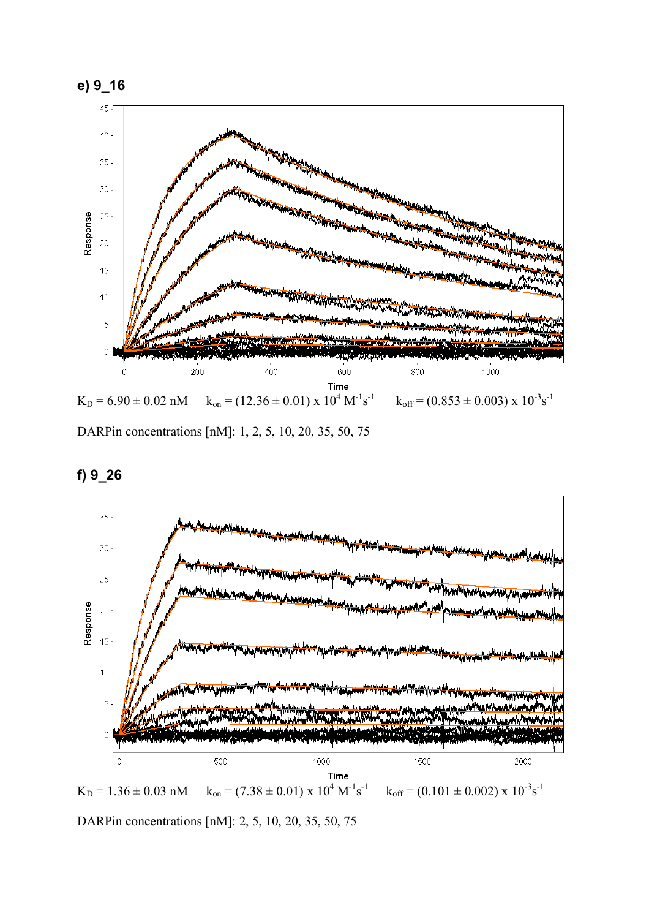**e) 9_16**

$K_D = 6.90 \pm 0.02$ nM $\quad k_{on} = (12.36 \pm 0.01) \times 10^4$ $M^{-1}s^{-1}$ $\quad k_{off} = (0.853 \pm 0.003) \times 10^{-3}s^{-1}$

DARPin concentrations [nM]: 1, 2, 5, 10, 20, 35, 50, 75

**f) 9_26**

$K_D = 1.36 \pm 0.03$ nM $\quad k_{on} = (7.38 \pm 0.01) \times 10^4$ $M^{-1}s^{-1}$ $\quad k_{off} = (0.101 \pm 0.002) \times 10^{-3}s^{-1}$

DARPin concentrations [nM]: 2, 5, 10, 20, 35, 50, 75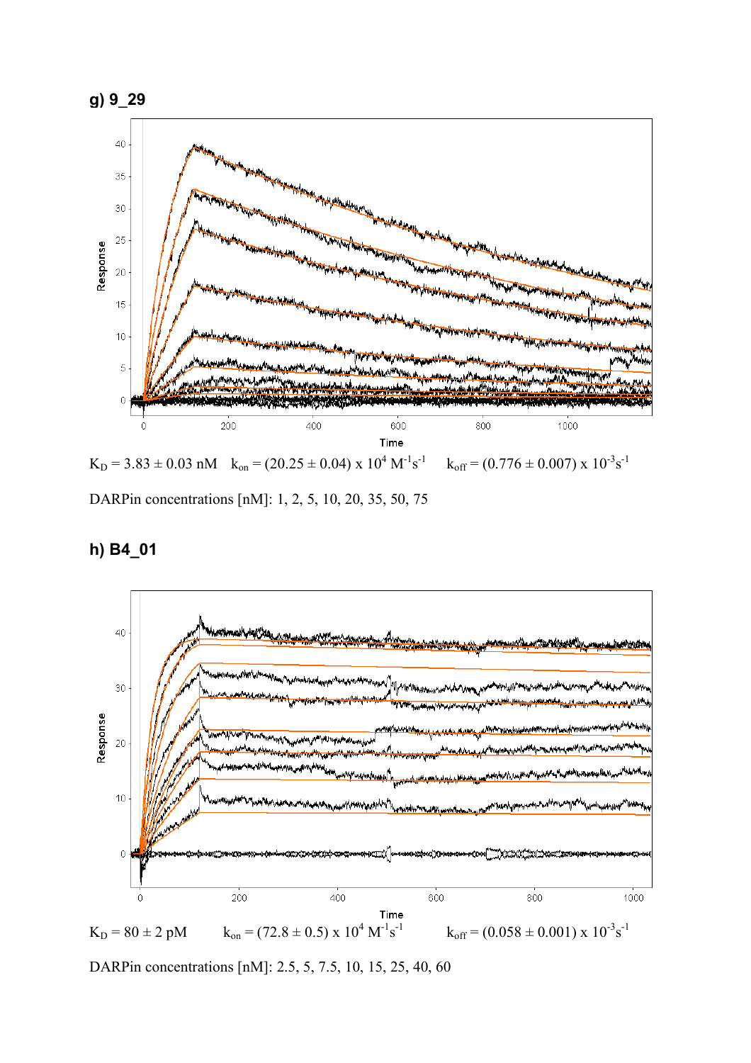**g) 9_29**

$K_D = 3.83 \pm 0.03$ nM $k_{on} = (20.25 \pm 0.04) \times 10^4\ M^{-1}s^{-1}$ $k_{off} = (0.776 \pm 0.007) \times 10^{-3} s^{-1}$

DARPin concentrations [nM]: 1, 2, 5, 10, 20, 35, 50, 75

**h) B4_01**

$K_D = 80 \pm 2$ pM $k_{on} = (72.8 \pm 0.5) \times 10^4\ M^{-1}s^{-1}$ $k_{off} = (0.058 \pm 0.001) \times 10^{-3} s^{-1}$

DARPin concentrations [nM]: 2.5, 5, 7.5, 10, 15, 25, 40, 60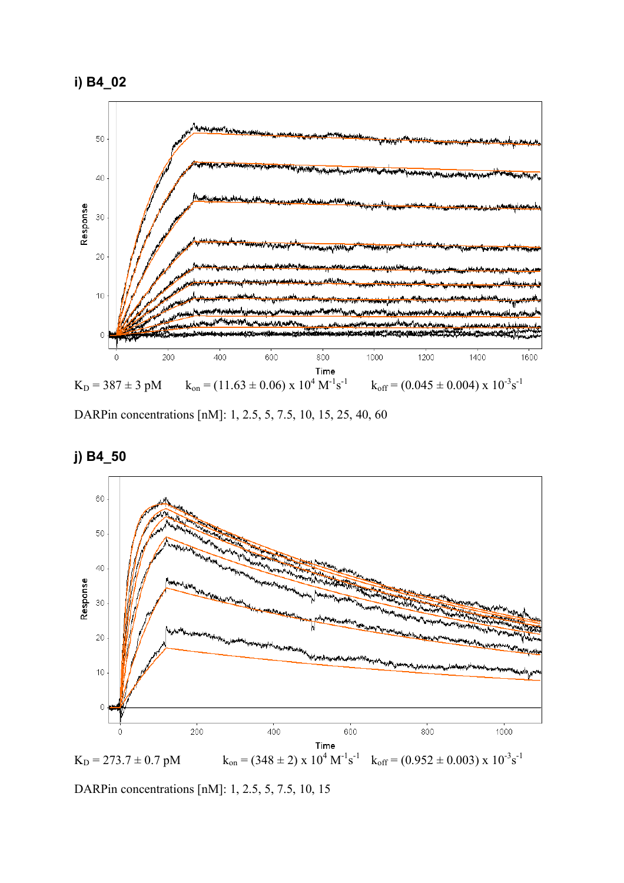**i) B4_02**

$K_D$ = 387 ± 3 pM  $k_{on}$ = (11.63 ± 0.06) x $10^4$ $M^{-1}s^{-1}$  $k_{off}$ = (0.045 ± 0.004) x $10^{-3}s^{-1}$

DARPin concentrations [nM]: 1, 2.5, 5, 7.5, 10, 15, 25, 40, 60

**j) B4_50**

$K_D$ = 273.7 ± 0.7 pM  $k_{on}$ = (348 ± 2) x $10^4$ $M^{-1}s^{-1}$  $k_{off}$ = (0.952 ± 0.003) x $10^{-3}s^{-1}$

DARPin concentrations [nM]: 1, 2.5, 5, 7.5, 10, 15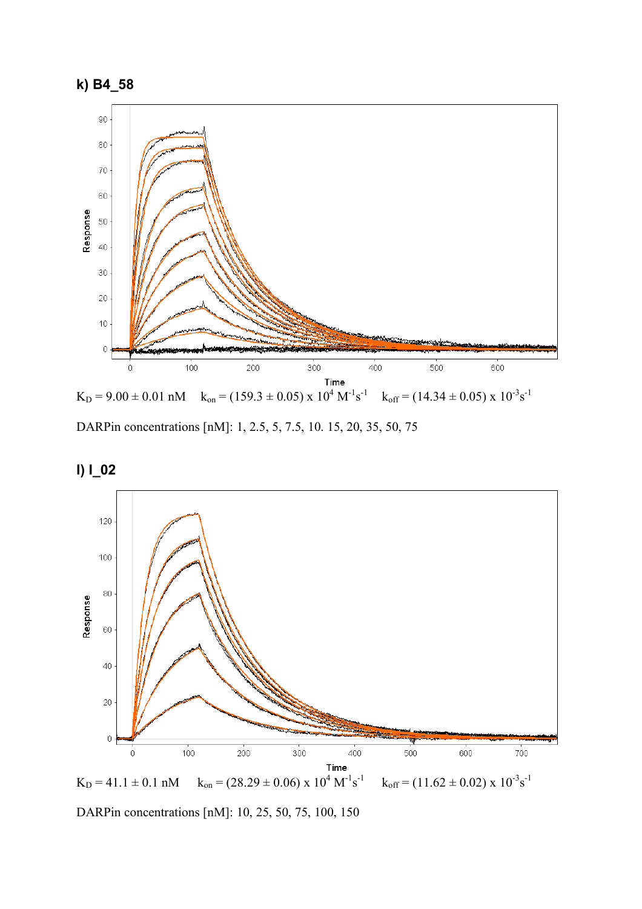**k) B4_58**

$K_D = 9.00 \pm 0.01$ nM $k_{on} = (159.3 \pm 0.05) \times 10^4\ M^{-1}s^{-1}$ $k_{off} = (14.34 \pm 0.05) \times 10^{-3}s^{-1}$

DARPin concentrations [nM]: 1, 2.5, 5, 7.5, 10. 15, 20, 35, 50, 75

**l) I_02**

$K_D = 41.1 \pm 0.1$ nM $k_{on} = (28.29 \pm 0.06) \times 10^4\ M^{-1}s^{-1}$ $k_{off} = (11.62 \pm 0.02) \times 10^{-3}s^{-1}$

DARPin concentrations [nM]: 10, 25, 50, 75, 100, 150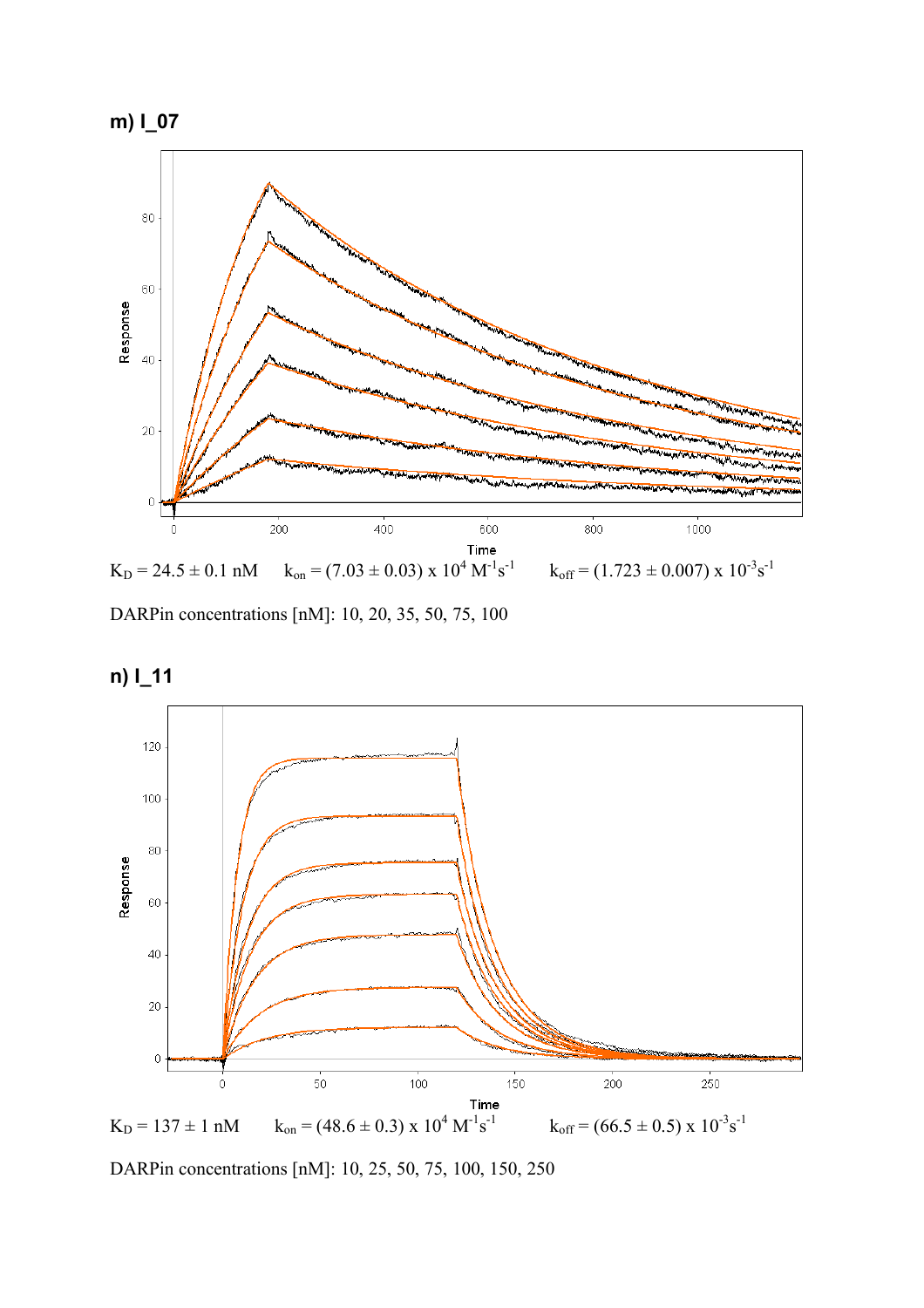**m) I_07**

$K_D = 24.5 \pm 0.1$ nM $\quad k_{on} = (7.03 \pm 0.03) \times 10^4\ M^{-1}s^{-1} \quad k_{off} = (1.723 \pm 0.007) \times 10^{-3}s^{-1}$

DARPin concentrations [nM]: 10, 20, 35, 50, 75, 100

**n) I_11**

$K_D = 137 \pm 1$ nM $\quad k_{on} = (48.6 \pm 0.3) \times 10^4\ M^{-1}s^{-1} \quad k_{off} = (66.5 \pm 0.5) \times 10^{-3}s^{-1}$

DARPin concentrations [nM]: 10, 25, 50, 75, 100, 150, 250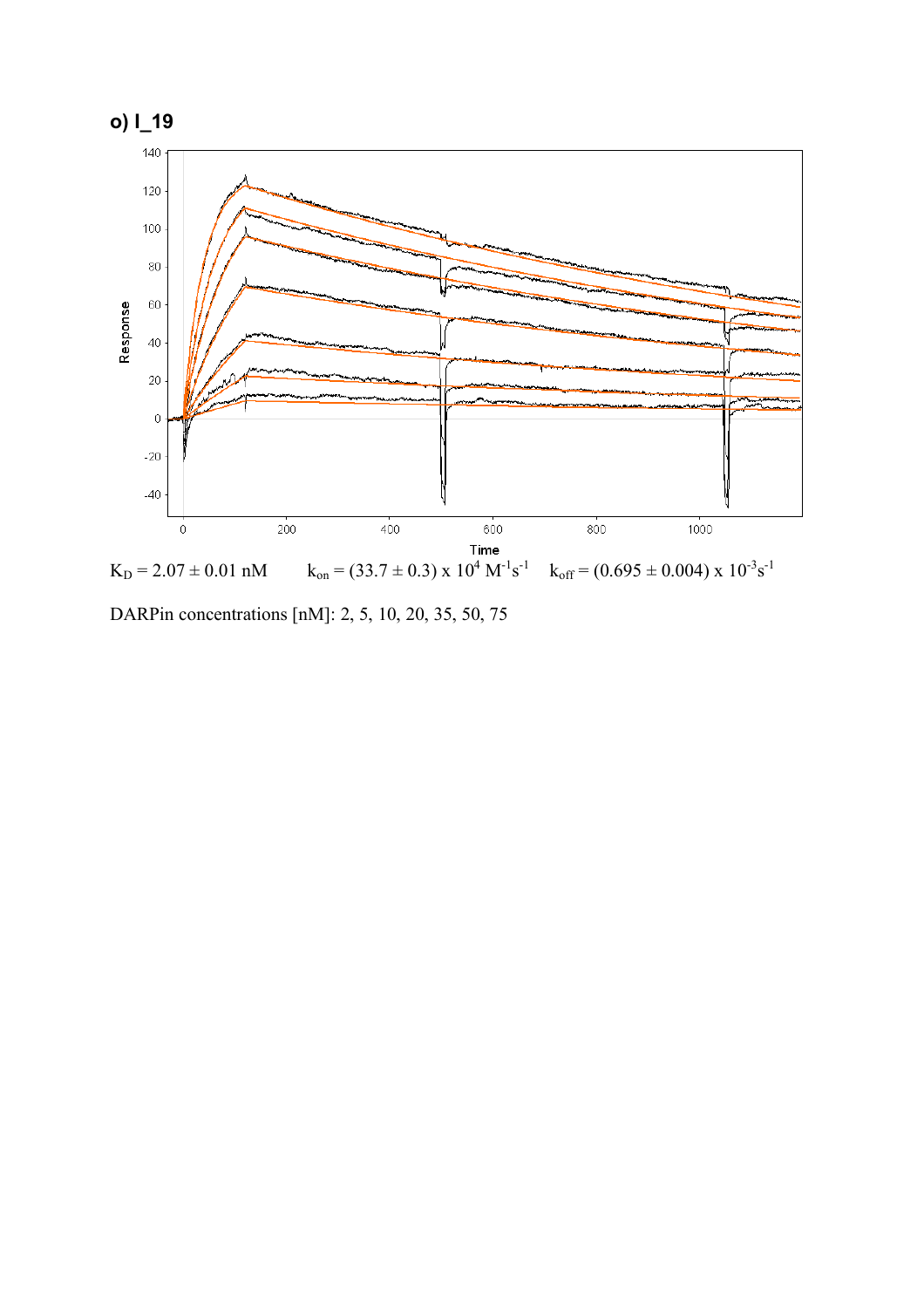**o) I_19**

$K_D = 2.07 \pm 0.01$ nM $\quad k_{on} = (33.7 \pm 0.3) \times 10^4\ M^{-1}s^{-1} \quad k_{off} = (0.695 \pm 0.004) \times 10^{-3}s^{-1}$

DARPin concentrations [nM]: 2, 5, 10, 20, 35, 50, 75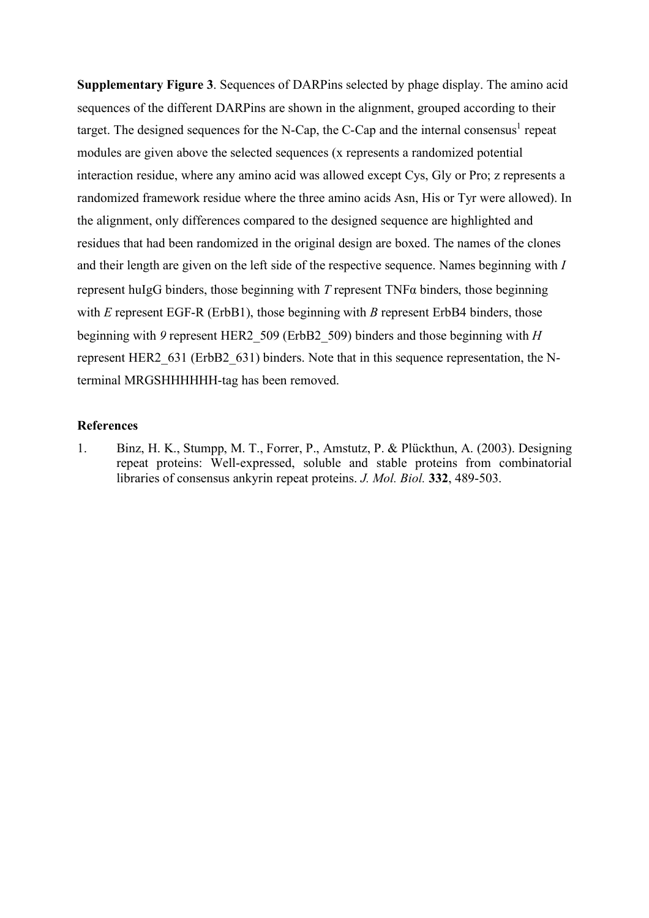**Supplementary Figure 3**. Sequences of DARPins selected by phage display. The amino acid sequences of the different DARPins are shown in the alignment, grouped according to their target. The designed sequences for the N-Cap, the C-Cap and the internal consensus[1] repeat modules are given above the selected sequences (x represents a randomized potential interaction residue, where any amino acid was allowed except Cys, Gly or Pro; z represents a randomized framework residue where the three amino acids Asn, His or Tyr were allowed). In the alignment, only differences compared to the designed sequence are highlighted and residues that had been randomized in the original design are boxed. The names of the clones and their length are given on the left side of the respective sequence. Names beginning with *I* represent huIgG binders, those beginning with *T* represent TNFα binders, those beginning with *E* represent EGF-R (ErbB1), those beginning with *B* represent ErbB4 binders, those beginning with *9* represent HER2_509 (ErbB2_509) binders and those beginning with *H* represent HER2_631 (ErbB2_631) binders. Note that in this sequence representation, the N-terminal MRGSHHHHHH-tag has been removed.

**References**

1. Binz, H. K., Stumpp, M. T., Forrer, P., Amstutz, P. & Plückthun, A. (2003). Designing repeat proteins: Well-expressed, soluble and stable proteins from combinatorial libraries of consensus ankyrin repeat proteins. *J. Mol. Biol.* **332**, 489-503.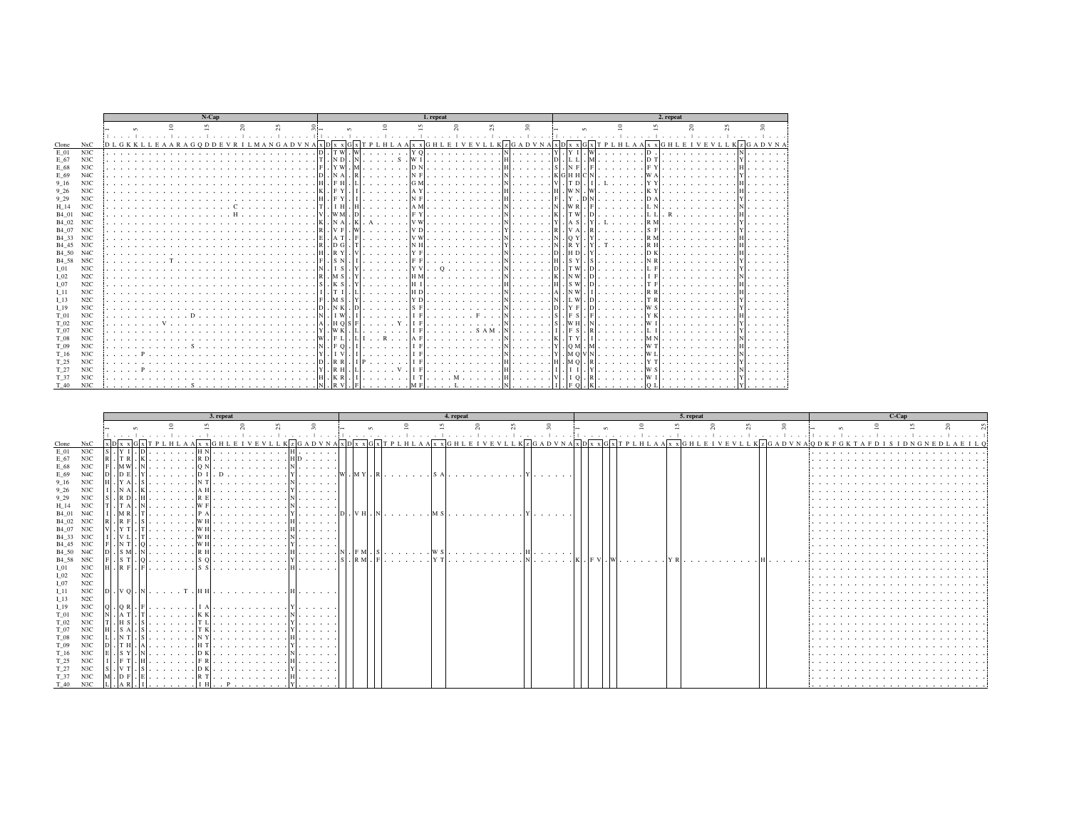| Clone | NxC | N-Cap | 1. repeat | 2. repeat | 3. repeat | 4. repeat | 5. repeat | C-Cap |
|---|---|---|---|---|---|---|---|---|
| Consensus | | DLGKKLLEAARAGQDDEVRILMANGADVNA | xDxxGxTPLHLAAxxGHLEIVEVLLKzGADVNA | xDxxGxTPLHLAAxxGHLEIVEVLLKzGADVNA | xDxxGxTPLHLAAxxGHLEIVEVLLKzGADVNA | xDxxGxTPLHLAAxxGHLEIVEVLLKzGADVNA | xDxxGxTPLHLAAxxGHLEIVEVLLKzGADVNA | QDKFGKTAFDISIDNGNEDLAEILQ |
| E_01 | N3C | . | D . TW . W … YQ … N | Y . YI . W … D. … N | S . YI . D … HN … H | | | . |
| E_67 | N3C | . | T . ND . N … S . WI … H | D . LL . M … DT … Y | R . TR . K … RD … H D | | | . |
| E_68 | N3C | . | F . YW . M … DN … H | S . NF . F … FY … H | F . MW . N … QN … N | | | . |
| E_69 | N4C | . | D . NA . R … NF … N | K G H H C N … WA … Y | D . DE . Y … DI . D … Y | W . MY . R … SA … Y | | . |
| 9_16 | N3C | . | H . FH . L … GM … N | V . TD . I . L … YY … H | H . YA . S … NT … N | | | . |
| 9_26 | N3C | . | K . FY . I … AY … H | H . WN . W … KY … H | I . NA . K … AH … Y | | | . |
| 9_29 | N3C | … C … | H . FY . I … NF … H | F . Y . D N … DA … Y | S . RD . H … RE … N | | | . |
| H_14 | N3C | . | T . IH . H … AM … N | N . WR . F … LN … N | T . TA . N … WF … N | | | . |
| B4_01 | N4C | … H … | V . WM . D … FY … N | K . TW . D … LL . R … H | I . MR . T … PA … Y | D . VH . N … MS … Y | | . |
| B4_02 | N3C | . | K . NA . K . A … VW … N | Y . AS . Y . L … RM … Y | R . RF . S … WH … H | | | . |
| B4_07 | N3C | . | R . VF . W … VD … Y | R . VA . R … SF … Y | V . YT . T … WH … H | | | . |
| B4_33 | N3C | . | E . AT . F … VW … N | N . QY . Y … RM … H | I . VL . T … WH … N | | | . |
| B4_45 | N3C | . | R . DG . T … NH … Y | N . RY . Y . T … RH … H | F . NT . Q … WH … Y | | | . |
| B4_50 | N4C | . | H . RY . V … YF … N | D . HD . Y … DK … H | D . SM . N … RH … H | N . FM . S … WS … H | | . |
| B4_58 | N5C | … T … | F . SN . I … FF … N | H . SY . S … NR … Y | F . ST . Q … SQ … Y | S . RM . F … YT … N | K . FV . W … YR … H | . |
| I_01 | N3C | . | N . IS . Y … YV . Q … N | D . TW . D … LF … Y | H . RF . F … SS … H | | | . |
| I_02 | N2C | . | R . MS . Y … HM … N | K . NW . D … IF … N | | | | . |
| I_07 | N2C | . | S . KS . Y … HI … H | H . SW . D … TF … H | | | | . |
| I_11 | N3C | . | I . TI . L … HD … N | A . NW . I … RR … H | D . VQ . N … T . HH … H | | | . |
| I_13 | N2C | . | F . MS . Y … YD … N | N . LW . D … TR … Y | | | | . |
| I_19 | N3C | . | D . NK . D … SF … N | D . YF . D … WS … Y | Q . QR . F … IA … Y | | | . |
| T_01 | N3C | … D … | N . IW . I … IF … F … N | S . FS . F … YK … H | N . AT . T … KK … N | | | . |
| T_02 | N3C | … V … | A . HQ S F … Y . IF … N | S . WH . N … WI … Y | T . HS . S … TL … Y | | | . |
| T_07 | N3C | . | Y . WK . L … IF … SAM . N | I . FS . R … LI … Y | H . SA . S … TK … N | | | . |
| T_08 | N3C | . | W . FL . L I . R … AF … N | K . TY . I … MN … N | L . NT . S … NY … H | | | . |
| T_09 | N3C | … S … | N . FQ . I … IF … N | Y . QM . M … WT … H | D . TH . A … HT … Y | | | . |
| T_16 | N3C | … P … | Y . IV . I … IF … N | Y . MQ V N … WL … N | E . SY . N … DK … N | | | . |
| T_25 | N3C | . | D . RR . I P … IF … N | H . MQ . R … YT … Y | I . FT . H … FR … H | | | . |
| T_27 | N3C | … P … | Y . RH . L … V . IF … H | I . II . Y … WS … N | S . VT . S … DK … Y | | | . |
| T_37 | N3C | . | H . KR . I … IT … M … H | V . IQ . R … WI … Y | M . DF . E … RT … H | | | . |
| T_40 | N3C | … S … | N . RV . F … MF … L … N | I . FQ . K … QL … Y | L . AR . I … IH . P … Y | | | . |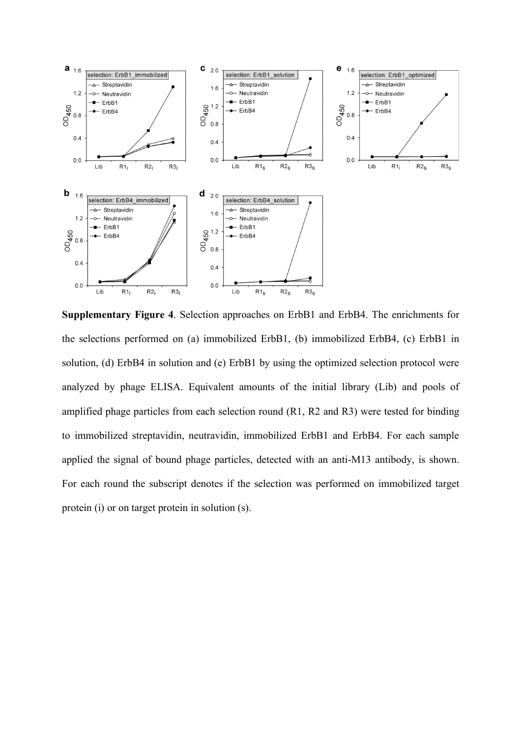a

selection: ErbB1_immobilized

Streptavidin
Neutravidin
ErbB1
ErbB4

$OD_{450}$

0.0 0.4 0.8 1.2 1.6

Lib $R1_i$ $R2_i$ $R3_i$

b

selection: ErbB4_immobilized

Streptavidin
Neutravidin
ErbB1
ErbB4

$OD_{450}$

0.0 0.4 0.8 1.2 1.6

Lib $R1_i$ $R2_i$ $R3_i$

c

selection: ErbB1_solution

Streptavidin
Neutravidin
ErbB1
ErbB4

$OD_{450}$

0.0 0.4 0.8 1.2 1.6 2.0

Lib $R1_s$ $R2_s$ $R3_s$

d

selection: ErbB4_solution

Streptavidin
Neutravidin
ErbB1
ErbB4

$OD_{450}$

0.0 0.4 0.8 1.2 1.6 2.0

Lib $R1_s$ $R2_s$ $R3_s$

e

selection: ErbB1_optimized

Streptavidin
Neutravidin
ErbB1
ErbB4

$OD_{450}$

0.0 0.4 0.8 1.2 1.6

Lib $R1_i$ $R2_s$ $R3_s$

**Supplementary Figure 4**. Selection approaches on ErbB1 and ErbB4. The enrichments for the selections performed on (a) immobilized ErbB1, (b) immobilized ErbB4, (c) ErbB1 in solution, (d) ErbB4 in solution and (e) ErbB1 by using the optimized selection protocol were analyzed by phage ELISA. Equivalent amounts of the initial library (Lib) and pools of amplified phage particles from each selection round (R1, R2 and R3) were tested for binding to immobilized streptavidin, neutravidin, immobilized ErbB1 and ErbB4. For each sample applied the signal of bound phage particles, detected with an anti-M13 antibody, is shown. For each round the subscript denotes if the selection was performed on immobilized target protein (i) or on target protein in solution (s).